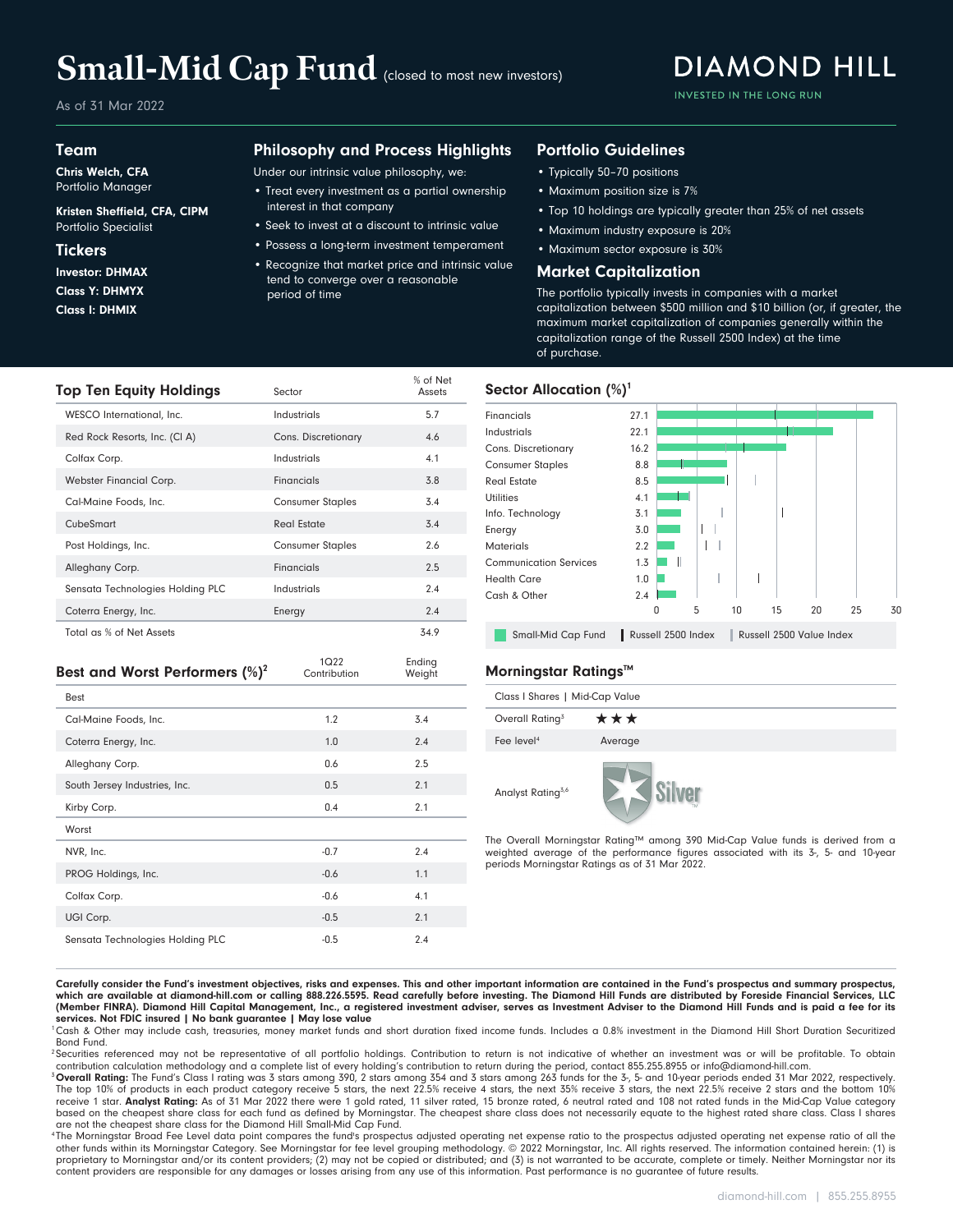# Small-Mid Cap Fund (closed to most new investors)

DIAMOND HILL
INVESTED IN THE LONG RUN

As of 31 Mar 2022

## Team

**Chris Welch, CFA**
Portfolio Manager

**Kristen Sheffield, CFA, CIPM**
Portfolio Specialist

## Tickers

**Investor: DHMAX**
**Class Y: DHMYX**
**Class I: DHMIX**

## Philosophy and Process Highlights

Under our intrinsic value philosophy, we:

- Treat every investment as a partial ownership interest in that company
- Seek to invest at a discount to intrinsic value
- Possess a long-term investment temperament
- Recognize that market price and intrinsic value tend to converge over a reasonable period of time

## Portfolio Guidelines

- Typically 50–70 positions
- Maximum position size is 7%
- Top 10 holdings are typically greater than 25% of net assets
- Maximum industry exposure is 20%
- Maximum sector exposure is 30%

## Market Capitalization

The portfolio typically invests in companies with a market capitalization between $500 million and $10 billion (or, if greater, the maximum market capitalization of companies generally within the capitalization range of the Russell 2500 Index) at the time of purchase.

## Top Ten Equity Holdings

| Top Ten Equity Holdings | Sector | % of Net Assets |
|---|---|---|
| WESCO International, Inc. | Industrials | 5.7 |
| Red Rock Resorts, Inc. (Cl A) | Cons. Discretionary | 4.6 |
| Colfax Corp. | Industrials | 4.1 |
| Webster Financial Corp. | Financials | 3.8 |
| Cal-Maine Foods, Inc. | Consumer Staples | 3.4 |
| CubeSmart | Real Estate | 3.4 |
| Post Holdings, Inc. | Consumer Staples | 2.6 |
| Alleghany Corp. | Financials | 2.5 |
| Sensata Technologies Holding PLC | Industrials | 2.4 |
| Coterra Energy, Inc. | Energy | 2.4 |
| Total as % of Net Assets | | 34.9 |

## Sector Allocation (%)[1]

| Sector | Small-Mid Cap Fund |
|---|---|
| Financials | 27.1 |
| Industrials | 22.1 |
| Cons. Discretionary | 16.2 |
| Consumer Staples | 8.8 |
| Real Estate | 8.5 |
| Utilities | 4.1 |
| Info. Technology | 3.1 |
| Energy | 3.0 |
| Materials | 2.2 |
| Communication Services | 1.3 |
| Health Care | 1.0 |
| Cash & Other | 2.4 |

Small-Mid Cap Fund | Russell 2500 Index | Russell 2500 Value Index

## Best and Worst Performers (%)[2]

| | 1Q22 Contribution | Ending Weight |
|---|---|---|
| **Best** | | |
| Cal-Maine Foods, Inc. | 1.2 | 3.4 |
| Coterra Energy, Inc. | 1.0 | 2.4 |
| Alleghany Corp. | 0.6 | 2.5 |
| South Jersey Industries, Inc. | 0.5 | 2.1 |
| Kirby Corp. | 0.4 | 2.1 |
| **Worst** | | |
| NVR, Inc. | -0.7 | 2.4 |
| PROG Holdings, Inc. | -0.6 | 1.1 |
| Colfax Corp. | -0.6 | 4.1 |
| UGI Corp. | -0.5 | 2.1 |
| Sensata Technologies Holding PLC | -0.5 | 2.4 |

## Morningstar Ratings™

| Class I Shares \| Mid-Cap Value | |
|---|---|
| Overall Rating[3] | ★★★ |
| Fee level[4] | Average |
| Analyst Rating[5,6] | Silver |

The Overall Morningstar Rating™ among 390 Mid-Cap Value funds is derived from a weighted average of the performance figures associated with its 3-, 5- and 10-year periods Morningstar Ratings as of 31 Mar 2022.

**Carefully consider the Fund's investment objectives, risks and expenses. This and other important information are contained in the Fund's prospectus and summary prospectus, which are available at diamond-hill.com or calling 888.226.5595. Read carefully before investing. The Diamond Hill Funds are distributed by Foreside Financial Services, LLC (Member FINRA). Diamond Hill Capital Management, Inc., a registered investment adviser, serves as Investment Adviser to the Diamond Hill Funds and is paid a fee for its services. Not FDIC insured | No bank guarantee | May lose value**

[1] Cash & Other may include cash, treasuries, money market funds and short duration fixed income funds. Includes a 0.8% investment in the Diamond Hill Short Duration Securitized Bond Fund.

[2] Securities referenced may not be representative of all portfolio holdings. Contribution to return is not indicative of whether an investment was or will be profitable. To obtain contribution calculation methodology and a complete list of every holding's contribution to return during the period, contact 855.255.8955 or info@diamond-hill.com.

[3] **Overall Rating:** The Fund's Class I rating was 3 stars among 390, 2 stars among 354 and 3 stars among 263 funds for the 3-, 5- and 10-year periods ended 31 Mar 2022, respectively. The top 10% of products in each product category receive 5 stars, the next 22.5% receive 4 stars, the next 35% receive 3 stars, the next 22.5% receive 2 stars and the bottom 10% receive 1 star. **Analyst Rating:** As of 31 Mar 2022 there were 1 gold rated, 11 silver rated, 15 bronze rated, 6 neutral rated and 108 not rated funds in the Mid-Cap Value category based on the cheapest share class for each fund as defined by Morningstar. The cheapest share class does not necessarily equate to the highest rated share class. Class I shares are not the cheapest share class for the Diamond Hill Small-Mid Cap Fund.

[4] The Morningstar Broad Fee Level data point compares the fund's prospectus adjusted operating net expense ratio to the prospectus adjusted operating net expense ratio of all the other funds within its Morningstar Category. See Morningstar for fee level grouping methodology. © 2022 Morningstar, Inc. All rights reserved. The information contained herein: (1) is proprietary to Morningstar and/or its content providers; (2) may not be copied or distributed; and (3) is not warranted to be accurate, complete or timely. Neither Morningstar nor its content providers are responsible for any damages or losses arising from any use of this information. Past performance is no guarantee of future results.

diamond-hill.com | 855.255.8955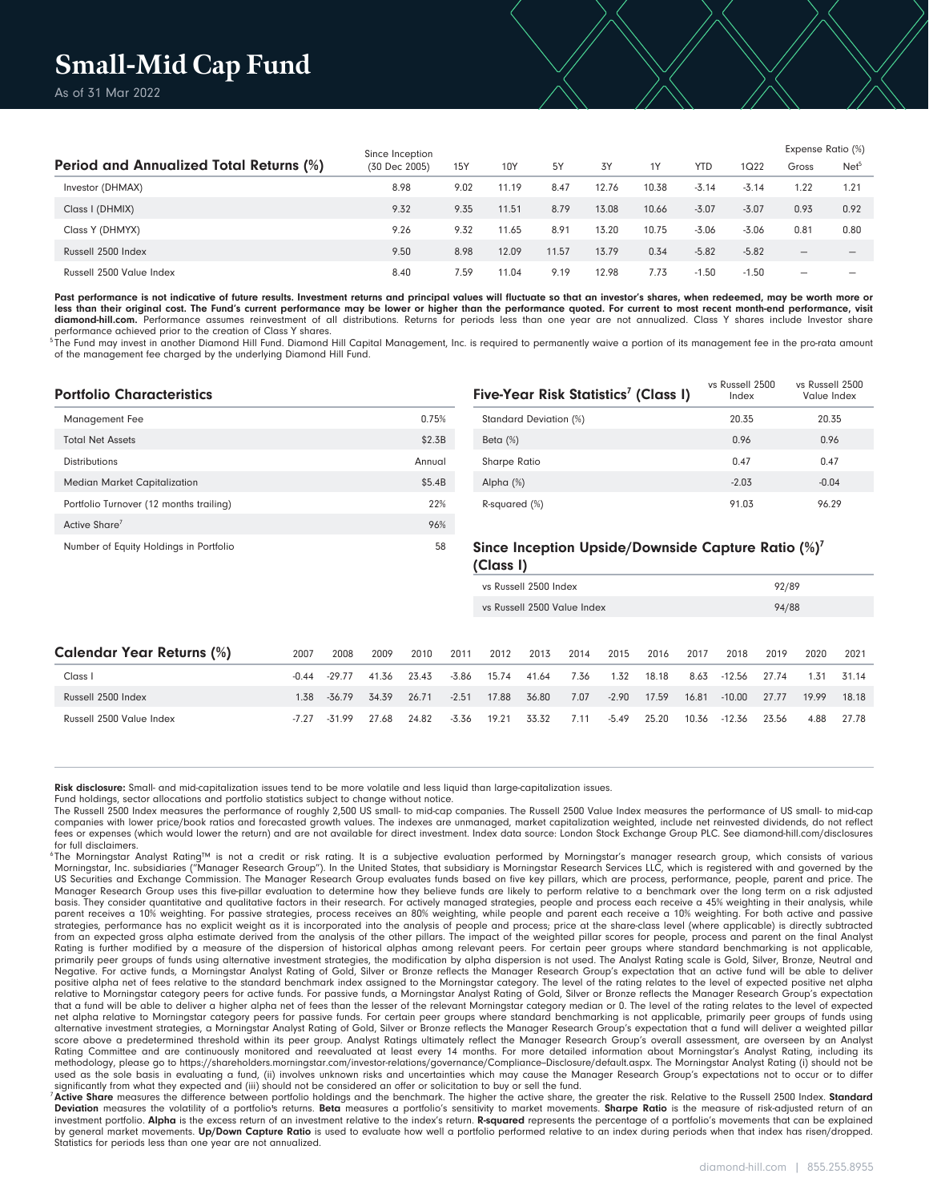# Small-Mid Cap Fund

As of 31 Mar 2022

| Period and Annualized Total Returns (%) | Since Inception (30 Dec 2005) | 15Y | 10Y | 5Y | 3Y | 1Y | YTD | 1Q22 | Expense Ratio (%) Gross | Net[5] |
|---|---|---|---|---|---|---|---|---|---|---|
| Investor (DHMAX) | 8.98 | 9.02 | 11.19 | 8.47 | 12.76 | 10.38 | -3.14 | -3.14 | 1.22 | 1.21 |
| Class I (DHMIX) | 9.32 | 9.35 | 11.51 | 8.79 | 13.08 | 10.66 | -3.07 | -3.07 | 0.93 | 0.92 |
| Class Y (DHMYX) | 9.26 | 9.32 | 11.65 | 8.91 | 13.20 | 10.75 | -3.06 | -3.06 | 0.81 | 0.80 |
| Russell 2500 Index | 9.50 | 8.98 | 12.09 | 11.57 | 13.79 | 0.34 | -5.82 | -5.82 | — | — |
| Russell 2500 Value Index | 8.40 | 7.59 | 11.04 | 9.19 | 12.98 | 7.73 | -1.50 | -1.50 | — | — |

**Past performance is not indicative of future results. Investment returns and principal values will fluctuate so that an investor's shares, when redeemed, may be worth more or less than their original cost. The Fund's current performance may be lower or higher than the performance quoted. For current to most recent month-end performance, visit diamond-hill.com.** Performance assumes reinvestment of all distributions. Returns for periods less than one year are not annualized. Class Y shares include Investor share performance achieved prior to the creation of Class Y shares.

[5] The Fund may invest in another Diamond Hill Fund. Diamond Hill Capital Management, Inc. is required to permanently waive a portion of its management fee in the pro-rata amount of the management fee charged by the underlying Diamond Hill Fund.

## Portfolio Characteristics

| | |
|---|---|
| Management Fee | 0.75% |
| Total Net Assets | $2.3B |
| Distributions | Annual |
| Median Market Capitalization | $5.4B |
| Portfolio Turnover (12 months trailing) | 22% |
| Active Share[7] | 96% |
| Number of Equity Holdings in Portfolio | 58 |

## Five-Year Risk Statistics[7] (Class I)

| | vs Russell 2500 Index | vs Russell 2500 Value Index |
|---|---|---|
| Standard Deviation (%) | 20.35 | 20.35 |
| Beta (%) | 0.96 | 0.96 |
| Sharpe Ratio | 0.47 | 0.47 |
| Alpha (%) | -2.03 | -0.04 |
| R-squared (%) | 91.03 | 96.29 |

## Since Inception Upside/Downside Capture Ratio (%)[7] (Class I)

| | |
|---|---|
| vs Russell 2500 Index | 92/89 |
| vs Russell 2500 Value Index | 94/88 |

| Calendar Year Returns (%) | 2007 | 2008 | 2009 | 2010 | 2011 | 2012 | 2013 | 2014 | 2015 | 2016 | 2017 | 2018 | 2019 | 2020 | 2021 |
|---|---|---|---|---|---|---|---|---|---|---|---|---|---|---|---|
| Class I | -0.44 | -29.77 | 41.36 | 23.43 | -3.86 | 15.74 | 41.64 | 7.36 | 1.32 | 18.18 | 8.63 | -12.56 | 27.74 | 1.31 | 31.14 |
| Russell 2500 Index | 1.38 | -36.79 | 34.39 | 26.71 | -2.51 | 17.88 | 36.80 | 7.07 | -2.90 | 17.59 | 16.81 | -10.00 | 27.77 | 19.99 | 18.18 |
| Russell 2500 Value Index | -7.27 | -31.99 | 27.68 | 24.82 | -3.36 | 19.21 | 33.32 | 7.11 | -5.49 | 25.20 | 10.36 | -12.36 | 23.56 | 4.88 | 27.78 |

**Risk disclosure:** Small- and mid-capitalization issues tend to be more volatile and less liquid than large-capitalization issues.

Fund holdings, sector allocations and portfolio statistics subject to change without notice.

The Russell 2500 Index measures the performance of roughly 2,500 US small- to mid-cap companies. The Russell 2500 Value Index measures the performance of US small- to mid-cap companies with lower price/book ratios and forecasted growth values. The indexes are unmanaged, market capitalization weighted, include net reinvested dividends, do not reflect fees or expenses (which would lower the return) and are not available for direct investment. Index data source: London Stock Exchange Group PLC. See diamond-hill.com/disclosures for full disclaimers.

[6] The Morningstar Analyst Rating™ is not a credit or risk rating. It is a subjective evaluation performed by Morningstar's manager research group, which consists of various Morningstar, Inc. subsidiaries ("Manager Research Group"). In the United States, that subsidiary is Morningstar Research Services LLC, which is registered with and governed by the US Securities and Exchange Commission. The Manager Research Group evaluates funds based on five key pillars, which are process, performance, people, parent and price. The Manager Research Group uses this five-pillar evaluation to determine how they believe funds are likely to perform relative to a benchmark over the long term on a risk adjusted basis. They consider quantitative and qualitative factors in their research. For actively managed strategies, people and process each receive a 45% weighting in their analysis, while parent receives a 10% weighting. For passive strategies, process receives an 80% weighting, while people and parent each receive a 10% weighting. For both active and passive strategies, performance has no explicit weight as it is incorporated into the analysis of people and process; price at the share-class level (where applicable) is directly subtracted from an expected gross alpha estimate derived from the analysis of the other pillars. The impact of the weighted pillar scores for people, process and parent on the final Analyst Rating is further modified by a measure of the dispersion of historical alphas among relevant peers. For certain peer groups where standard benchmarking is not applicable, primarily peer groups of funds using alternative investment strategies, the modification by alpha dispersion is not used. The Analyst Rating scale is Gold, Silver, Bronze, Neutral and Negative. For active funds, a Morningstar Analyst Rating of Gold, Silver or Bronze reflects the Manager Research Group's expectation that an active fund will be able to deliver positive alpha net of fees relative to the standard benchmark index assigned to the Morningstar category. The level of the rating relates to the level of expected positive net alpha relative to Morningstar category peers for active funds. For passive funds, a Morningstar Analyst Rating of Gold, Silver or Bronze reflects the Manager Research Group's expectation that a fund will be able to deliver a higher alpha net of fees than the lesser of the relevant Morningstar category median or 0. The level of the rating relates to the level of expected net alpha relative to Morningstar category peers for passive funds. For certain peer groups where standard benchmarking is not applicable, primarily peer groups of funds using alternative investment strategies, a Morningstar Analyst Rating of Gold, Silver or Bronze reflects the Manager Research Group's expectation that a fund will deliver a weighted pillar score above a predetermined threshold within its peer group. Analyst Ratings ultimately reflect the Manager Research Group's overall assessment, are overseen by an Analyst Rating Committee and are continuously monitored and reevaluated at least every 14 months. For more detailed information about Morningstar's Analyst Rating, including its methodology, please go to https://shareholders.morningstar.com/investor-relations/governance/Compliance--Disclosure/default.aspx. The Morningstar Analyst Rating (i) should not be used as the sole basis in evaluating a fund, (ii) involves unknown risks and uncertainties which may cause the Manager Research Group's expectations not to occur or to differ significantly from what they expected and (iii) should not be considered an offer or solicitation to buy or sell the fund.

[7] **Active Share** measures the difference between portfolio holdings and the benchmark. The higher the active share, the greater the risk. Relative to the Russell 2500 Index. **Standard Deviation** measures the volatility of a portfolio's returns. **Beta** measures a portfolio's sensitivity to market movements. **Sharpe Ratio** is the measure of risk-adjusted return of an investment portfolio. **Alpha** is the excess return of an investment relative to the index's return. **R-squared** represents the percentage of a portfolio's movements that can be explained by general market movements. **Up/Down Capture Ratio** is used to evaluate how well a portfolio performed relative to an index during periods when that index has risen/dropped. Statistics for periods less than one year are not annualized.

diamond-hill.com | 855.255.8955